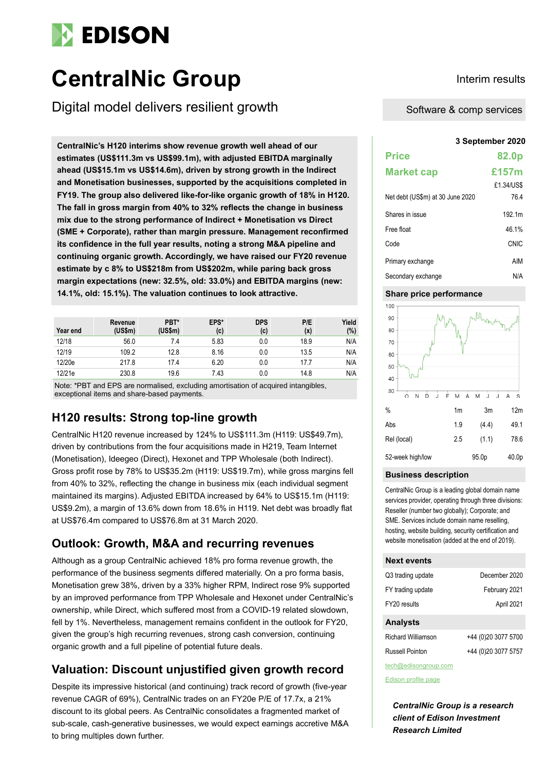# EDISON

# CentralNic Group

## Digital model delivers resilient growth

Interim results

Software & comp services

**CentralNic's H120 interims show revenue growth well ahead of our estimates (US$111.3m vs US$99.1m), with adjusted EBITDA marginally ahead (US$15.1m vs US$14.6m), driven by strong growth in the Indirect and Monetisation businesses, supported by the acquisitions completed in FY19. The group also delivered like-for-like organic growth of 18% in H120. The fall in gross margin from 40% to 32% reflects the change in business mix due to the strong performance of Indirect + Monetisation vs Direct (SME + Corporate), rather than margin pressure. Management reconfirmed its confidence in the full year results, noting a strong M&A pipeline and continuing organic growth. Accordingly, we have raised our FY20 revenue estimate by c 8% to US$218m from US$202m, while paring back gross margin expectations (new: 32.5%, old: 33.0%) and EBITDA margins (new: 14.1%, old: 15.1%). The valuation continues to look attractive.**

| Year end | Revenue (US$m) | PBT* (US$m) | EPS* (c) | DPS (c) | P/E (x) | Yield (%) |
|---|---|---|---|---|---|---|
| 12/18 | 56.0 | 7.4 | 5.83 | 0.0 | 18.9 | N/A |
| 12/19 | 109.2 | 12.8 | 8.16 | 0.0 | 13.5 | N/A |
| 12/20e | 217.8 | 17.4 | 6.20 | 0.0 | 17.7 | N/A |
| 12/21e | 230.8 | 19.6 | 7.43 | 0.0 | 14.8 | N/A |

Note: *PBT and EPS are normalised, excluding amortisation of acquired intangibles, exceptional items and share-based payments.

## H120 results: Strong top-line growth

CentralNic H120 revenue increased by 124% to US$111.3m (H119: US$49.7m), driven by contributions from the four acquisitions made in H219, Team Internet (Monetisation), Ideegeo (Direct), Hexonet and TPP Wholesale (both Indirect). Gross profit rose by 78% to US$35.2m (H119: US$19.7m), while gross margins fell from 40% to 32%, reflecting the change in business mix (each individual segment maintained its margins). Adjusted EBITDA increased by 64% to US$15.1m (H119: US$9.2m), a margin of 13.6% down from 18.6% in H119. Net debt was broadly flat at US$76.4m compared to US$76.8m at 31 March 2020.

## Outlook: Growth, M&A and recurring revenues

Although as a group CentralNic achieved 18% pro forma revenue growth, the performance of the business segments differed materially. On a pro forma basis, Monetisation grew 38%, driven by a 33% higher RPM, Indirect rose 9% supported by an improved performance from TPP Wholesale and Hexonet under CentralNic's ownership, while Direct, which suffered most from a COVID-19 related slowdown, fell by 1%. Nevertheless, management remains confident in the outlook for FY20, given the group's high recurring revenues, strong cash conversion, continuing organic growth and a full pipeline of potential future deals.

## Valuation: Discount unjustified given growth record

Despite its impressive historical (and continuing) track record of growth (five-year revenue CAGR of 69%), CentralNic trades on an FY20e P/E of 17.7x, a 21% discount to its global peers. As CentralNic consolidates a fragmented market of sub-scale, cash-generative businesses, we would expect earnings accretive M&A to bring multiples down further.

**3 September 2020**

| | |
|---|---|
| **Price** | **82.0p** |
| **Market cap** | **£157m** |
| | £1.34/US$ |
| Net debt (US$m) at 30 June 2020 | 76.4 |
| Shares in issue | 192.1m |
| Free float | 46.1% |
| Code | CNIC |
| Primary exchange | AIM |
| Secondary exchange | N/A |

### Share price performance

| % | 1m | 3m | 12m |
|---|---|---|---|
| Abs | 1.9 | (4.4) | 49.1 |
| Rel (local) | 2.5 | (1.1) | 78.6 |
| 52-week high/low | | 95.0p | 40.0p |

### Business description

CentralNic Group is a leading global domain name services provider, operating through three divisions: Reseller (number two globally); Corporate; and SME. Services include domain name reselling, hosting, website building, security certification and website monetisation (added at the end of 2019).

### Next events

| | |
|---|---|
| Q3 trading update | December 2020 |
| FY trading update | February 2021 |
| FY20 results | April 2021 |

### Analysts

| | |
|---|---|
| Richard Williamson | +44 (0)20 3077 5700 |
| Russell Pointon | +44 (0)20 3077 5757 |

tech@edisongroup.com

Edison profile page

***CentralNic Group is a research client of Edison Investment Research Limited***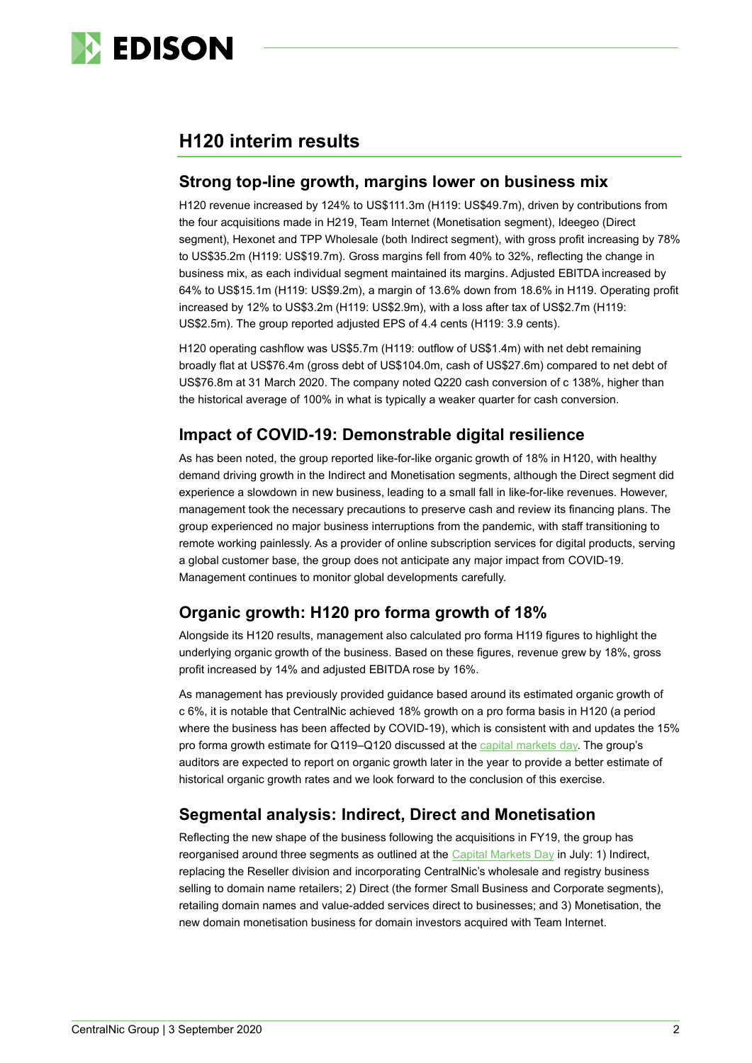## H120 interim results

### Strong top-line growth, margins lower on business mix

H120 revenue increased by 124% to US$111.3m (H119: US$49.7m), driven by contributions from the four acquisitions made in H219, Team Internet (Monetisation segment), Ideegeo (Direct segment), Hexonet and TPP Wholesale (both Indirect segment), with gross profit increasing by 78% to US$35.2m (H119: US$19.7m). Gross margins fell from 40% to 32%, reflecting the change in business mix, as each individual segment maintained its margins. Adjusted EBITDA increased by 64% to US$15.1m (H119: US$9.2m), a margin of 13.6% down from 18.6% in H119. Operating profit increased by 12% to US$3.2m (H119: US$2.9m), with a loss after tax of US$2.7m (H119: US$2.5m). The group reported adjusted EPS of 4.4 cents (H119: 3.9 cents).

H120 operating cashflow was US$5.7m (H119: outflow of US$1.4m) with net debt remaining broadly flat at US$76.4m (gross debt of US$104.0m, cash of US$27.6m) compared to net debt of US$76.8m at 31 March 2020. The company noted Q220 cash conversion of c 138%, higher than the historical average of 100% in what is typically a weaker quarter for cash conversion.

### Impact of COVID-19: Demonstrable digital resilience

As has been noted, the group reported like-for-like organic growth of 18% in H120, with healthy demand driving growth in the Indirect and Monetisation segments, although the Direct segment did experience a slowdown in new business, leading to a small fall in like-for-like revenues. However, management took the necessary precautions to preserve cash and review its financing plans. The group experienced no major business interruptions from the pandemic, with staff transitioning to remote working painlessly. As a provider of online subscription services for digital products, serving a global customer base, the group does not anticipate any major impact from COVID-19. Management continues to monitor global developments carefully.

### Organic growth: H120 pro forma growth of 18%

Alongside its H120 results, management also calculated pro forma H119 figures to highlight the underlying organic growth of the business. Based on these figures, revenue grew by 18%, gross profit increased by 14% and adjusted EBITDA rose by 16%.

As management has previously provided guidance based around its estimated organic growth of c 6%, it is notable that CentralNic achieved 18% growth on a pro forma basis in H120 (a period where the business has been affected by COVID-19), which is consistent with and updates the 15% pro forma growth estimate for Q119–Q120 discussed at the capital markets day. The group's auditors are expected to report on organic growth later in the year to provide a better estimate of historical organic growth rates and we look forward to the conclusion of this exercise.

### Segmental analysis: Indirect, Direct and Monetisation

Reflecting the new shape of the business following the acquisitions in FY19, the group has reorganised around three segments as outlined at the Capital Markets Day in July: 1) Indirect, replacing the Reseller division and incorporating CentralNic's wholesale and registry business selling to domain name retailers; 2) Direct (the former Small Business and Corporate segments), retailing domain names and value-added services direct to businesses; and 3) Monetisation, the new domain monetisation business for domain investors acquired with Team Internet.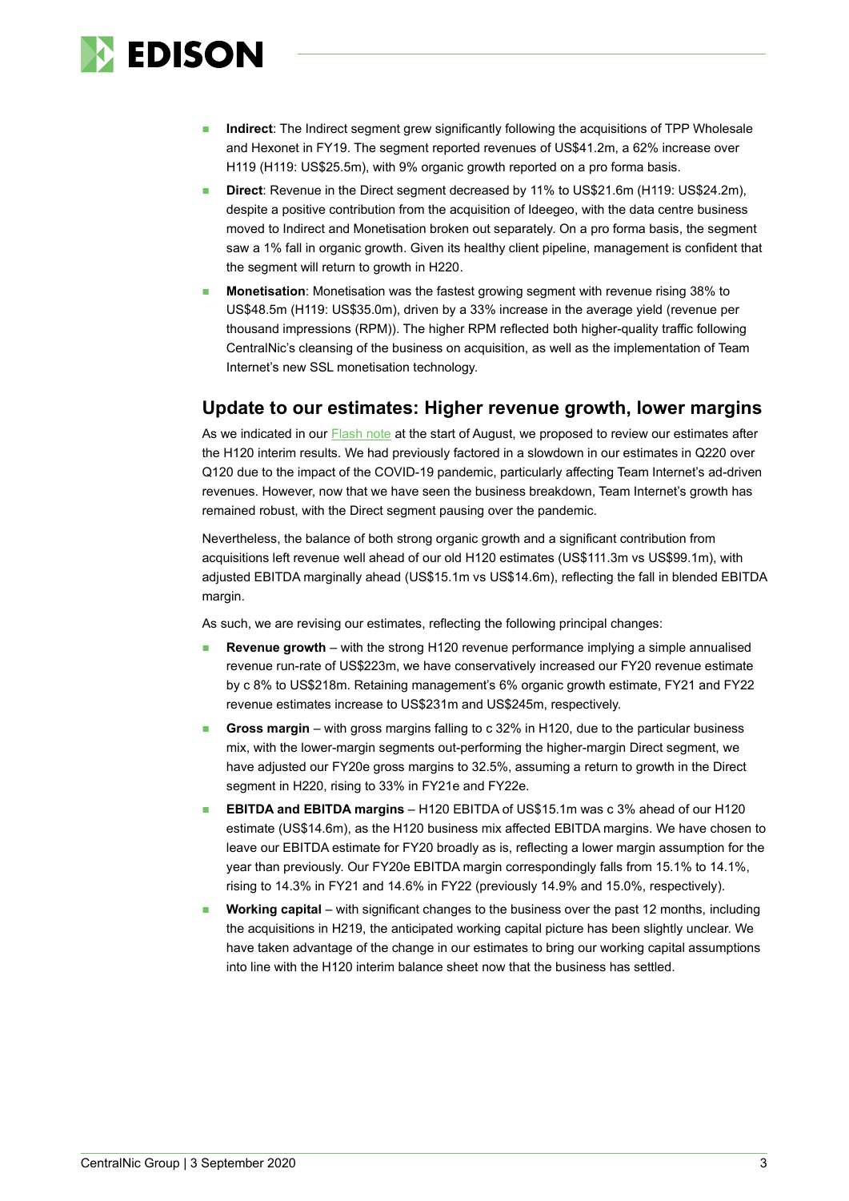- **Indirect**: The Indirect segment grew significantly following the acquisitions of TPP Wholesale and Hexonet in FY19. The segment reported revenues of US$41.2m, a 62% increase over H119 (H119: US$25.5m), with 9% organic growth reported on a pro forma basis.
- **Direct**: Revenue in the Direct segment decreased by 11% to US$21.6m (H119: US$24.2m), despite a positive contribution from the acquisition of Ideegeo, with the data centre business moved to Indirect and Monetisation broken out separately. On a pro forma basis, the segment saw a 1% fall in organic growth. Given its healthy client pipeline, management is confident that the segment will return to growth in H220.
- **Monetisation**: Monetisation was the fastest growing segment with revenue rising 38% to US$48.5m (H119: US$35.0m), driven by a 33% increase in the average yield (revenue per thousand impressions (RPM)). The higher RPM reflected both higher-quality traffic following CentralNic's cleansing of the business on acquisition, as well as the implementation of Team Internet's new SSL monetisation technology.

## Update to our estimates: Higher revenue growth, lower margins

As we indicated in our Flash note at the start of August, we proposed to review our estimates after the H120 interim results. We had previously factored in a slowdown in our estimates in Q220 over Q120 due to the impact of the COVID-19 pandemic, particularly affecting Team Internet's ad-driven revenues. However, now that we have seen the business breakdown, Team Internet's growth has remained robust, with the Direct segment pausing over the pandemic.

Nevertheless, the balance of both strong organic growth and a significant contribution from acquisitions left revenue well ahead of our old H120 estimates (US$111.3m vs US$99.1m), with adjusted EBITDA marginally ahead (US$15.1m vs US$14.6m), reflecting the fall in blended EBITDA margin.

As such, we are revising our estimates, reflecting the following principal changes:

- **Revenue growth** – with the strong H120 revenue performance implying a simple annualised revenue run-rate of US$223m, we have conservatively increased our FY20 revenue estimate by c 8% to US$218m. Retaining management's 6% organic growth estimate, FY21 and FY22 revenue estimates increase to US$231m and US$245m, respectively.
- **Gross margin** – with gross margins falling to c 32% in H120, due to the particular business mix, with the lower-margin segments out-performing the higher-margin Direct segment, we have adjusted our FY20e gross margins to 32.5%, assuming a return to growth in the Direct segment in H220, rising to 33% in FY21e and FY22e.
- **EBITDA and EBITDA margins** – H120 EBITDA of US$15.1m was c 3% ahead of our H120 estimate (US$14.6m), as the H120 business mix affected EBITDA margins. We have chosen to leave our EBITDA estimate for FY20 broadly as is, reflecting a lower margin assumption for the year than previously. Our FY20e EBITDA margin correspondingly falls from 15.1% to 14.1%, rising to 14.3% in FY21 and 14.6% in FY22 (previously 14.9% and 15.0%, respectively).
- **Working capital** – with significant changes to the business over the past 12 months, including the acquisitions in H219, the anticipated working capital picture has been slightly unclear. We have taken advantage of the change in our estimates to bring our working capital assumptions into line with the H120 interim balance sheet now that the business has settled.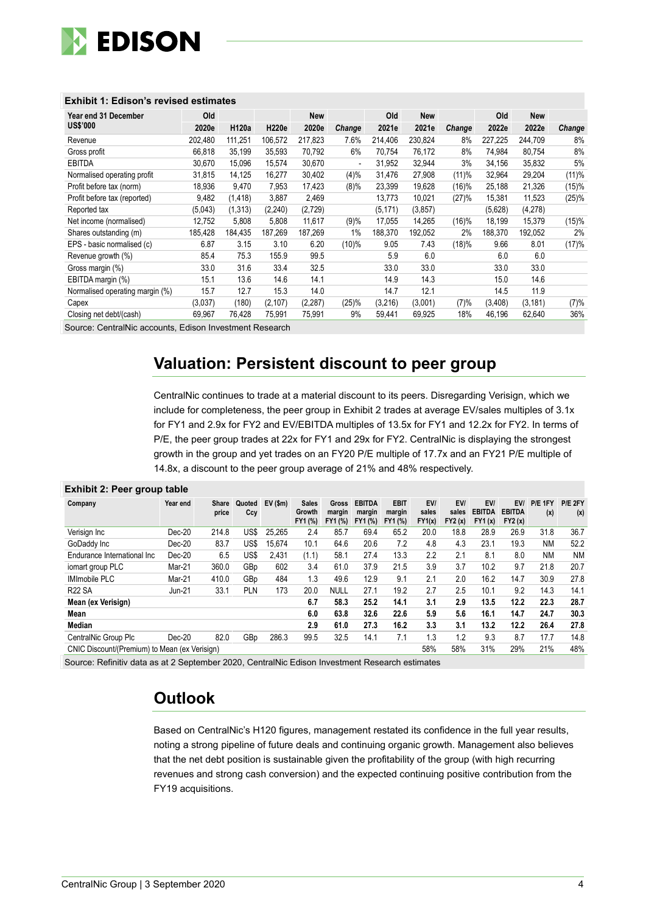**Exhibit 1: Edison's revised estimates**

| Year end 31 December US$'000 | Old 2020e | H120a | H220e | New 2020e | Change | Old 2021e | New 2021e | Change | Old 2022e | New 2022e | Change |
|---|---|---|---|---|---|---|---|---|---|---|---|
| Revenue | 202,480 | 111,251 | 106,572 | 217,823 | 7.6% | 214,406 | 230,824 | 8% | 227,225 | 244,709 | 8% |
| Gross profit | 66,818 | 35,199 | 35,593 | 70,792 | 6% | 70,754 | 76,172 | 8% | 74,984 | 80,754 | 8% |
| EBITDA | 30,670 | 15,096 | 15,574 | 30,670 | - | 31,952 | 32,944 | 3% | 34,156 | 35,832 | 5% |
| Normalised operating profit | 31,815 | 14,125 | 16,277 | 30,402 | (4)% | 31,476 | 27,908 | (11)% | 32,964 | 29,204 | (11)% |
| Profit before tax (norm) | 18,936 | 9,470 | 7,953 | 17,423 | (8)% | 23,399 | 19,628 | (16)% | 25,188 | 21,326 | (15)% |
| Profit before tax (reported) | 9,482 | (1,418) | 3,887 | 2,469 | | 13,773 | 10,021 | (27)% | 15,381 | 11,523 | (25)% |
| Reported tax | (5,043) | (1,313) | (2,240) | (2,729) | | (5,171) | (3,857) | | (5,628) | (4,278) | |
| Net income (normalised) | 12,752 | 5,808 | 5,808 | 11,617 | (9)% | 17,055 | 14,265 | (16)% | 18,199 | 15,379 | (15)% |
| Shares outstanding (m) | 185,428 | 184,435 | 187,269 | 187,269 | 1% | 188,370 | 192,052 | 2% | 188,370 | 192,052 | 2% |
| EPS - basic normalised (c) | 6.87 | 3.15 | 3.10 | 6.20 | (10)% | 9.05 | 7.43 | (18)% | 9.66 | 8.01 | (17)% |
| Revenue growth (%) | 85.4 | 75.3 | 155.9 | 99.5 | | 5.9 | 6.0 | | 6.0 | 6.0 | |
| Gross margin (%) | 33.0 | 31.6 | 33.4 | 32.5 | | 33.0 | 33.0 | | 33.0 | 33.0 | |
| EBITDA margin (%) | 15.1 | 13.6 | 14.6 | 14.1 | | 14.9 | 14.3 | | 15.0 | 14.6 | |
| Normalised operating margin (%) | 15.7 | 12.7 | 15.3 | 14.0 | | 14.7 | 12.1 | | 14.5 | 11.9 | |
| Capex | (3,037) | (180) | (2,107) | (2,287) | (25)% | (3,216) | (3,001) | (7)% | (3,408) | (3,181) | (7)% |
| Closing net debt/(cash) | 69,967 | 76,428 | 75,991 | 75,991 | 9% | 59,441 | 69,925 | 18% | 46,196 | 62,640 | 36% |

Source: CentralNic accounts, Edison Investment Research

## Valuation: Persistent discount to peer group

CentralNic continues to trade at a material discount to its peers. Disregarding Verisign, which we include for completeness, the peer group in Exhibit 2 trades at average EV/sales multiples of 3.1x for FY1 and 2.9x for FY2 and EV/EBITDA multiples of 13.5x for FY1 and 12.2x for FY2. In terms of P/E, the peer group trades at 22x for FY1 and 29x for FY2. CentralNic is displaying the strongest growth in the group and yet trades on an FY20 P/E multiple of 17.7x and an FY21 P/E multiple of 14.8x, a discount to the peer group average of 21% and 48% respectively.

**Exhibit 2: Peer group table**

| Company | Year end | Share price | Quoted Ccy | EV ($m) | Sales Growth FY1 (%) | Gross margin FY1 (%) | EBITDA margin FY1 (%) | EBIT margin FY1 (%) | EV/ sales FY1(x) | EV/ sales FY2 (x) | EV/ EBITDA FY1 (x) | EV/ EBITDA FY2 (x) | P/E 1FY (x) | P/E 2FY (x) |
|---|---|---|---|---|---|---|---|---|---|---|---|---|---|---|
| Verisign Inc | Dec-20 | 214.8 | US$ | 25,265 | 2.4 | 85.7 | 69.4 | 65.2 | 20.0 | 18.8 | 28.9 | 26.9 | 31.8 | 36.7 |
| GoDaddy Inc | Dec-20 | 83.7 | US$ | 15,674 | 10.1 | 64.6 | 20.6 | 7.2 | 4.8 | 4.3 | 23.1 | 19.3 | NM | 52.2 |
| Endurance International Inc | Dec-20 | 6.5 | US$ | 2,431 | (1.1) | 58.1 | 27.4 | 13.3 | 2.2 | 2.1 | 8.1 | 8.0 | NM | NM |
| iomart group PLC | Mar-21 | 360.0 | GBp | 602 | 3.4 | 61.0 | 37.9 | 21.5 | 3.9 | 3.7 | 10.2 | 9.7 | 21.8 | 20.7 |
| IMImobile PLC | Mar-21 | 410.0 | GBp | 484 | 1.3 | 49.6 | 12.9 | 9.1 | 2.1 | 2.0 | 16.2 | 14.7 | 30.9 | 27.8 |
| R22 SA | Jun-21 | 33.1 | PLN | 173 | 20.0 | NULL | 27.1 | 19.2 | 2.7 | 2.5 | 10.1 | 9.2 | 14.3 | 14.1 |
| **Mean (ex Verisign)** | | | | | **6.7** | **58.3** | **25.2** | **14.1** | **3.1** | **2.9** | **13.5** | **12.2** | **22.3** | **28.7** |
| **Mean** | | | | | **6.0** | **63.8** | **32.6** | **22.6** | **5.9** | **5.6** | **16.1** | **14.7** | **24.7** | **30.3** |
| **Median** | | | | | **2.9** | **61.0** | **27.3** | **16.2** | **3.3** | **3.1** | **13.2** | **12.2** | **26.4** | **27.8** |
| CentralNic Group Plc | Dec-20 | 82.0 | GBp | 286.3 | 99.5 | 32.5 | 14.1 | 7.1 | 1.3 | 1.2 | 9.3 | 8.7 | 17.7 | 14.8 |
| CNIC Discount/(Premium) to Mean (ex Verisign) | | | | | | | | | 58% | 58% | 31% | 29% | 21% | 48% |

Source: Refinitiv data as at 2 September 2020, CentralNic Edison Investment Research estimates

## Outlook

Based on CentralNic's H120 figures, management restated its confidence in the full year results, noting a strong pipeline of future deals and continuing organic growth. Management also believes that the net debt position is sustainable given the profitability of the group (with high recurring revenues and strong cash conversion) and the expected continuing positive contribution from the FY19 acquisitions.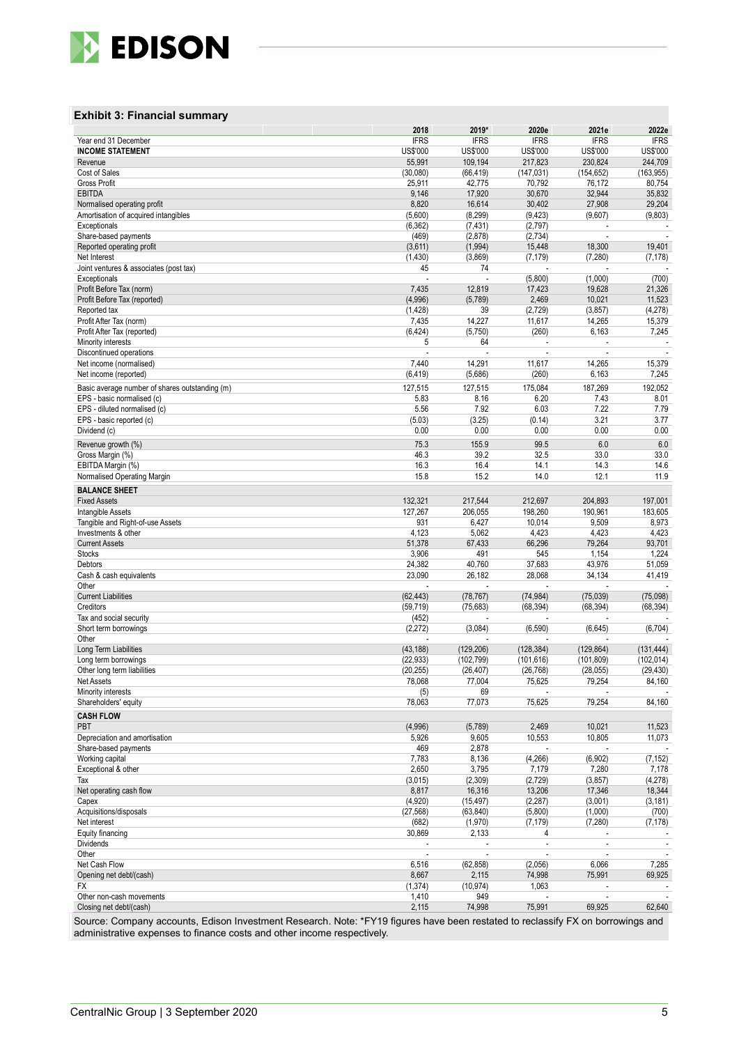### Exhibit 3: Financial summary

| | 2018 | 2019* | 2020e | 2021e | 2022e |
|---|---|---|---|---|---|
| Year end 31 December | IFRS | IFRS | IFRS | IFRS | IFRS |
| **INCOME STATEMENT** | US$'000 | US$'000 | US$'000 | US$'000 | US$'000 |
| Revenue | 55,991 | 109,194 | 217,823 | 230,824 | 244,709 |
| Cost of Sales | (30,080) | (66,419) | (147,031) | (154,652) | (163,955) |
| Gross Profit | 25,911 | 42,775 | 70,792 | 76,172 | 80,754 |
| EBITDA | 9,146 | 17,920 | 30,670 | 32,944 | 35,832 |
| Normalised operating profit | 8,820 | 16,614 | 30,402 | 27,908 | 29,204 |
| Amortisation of acquired intangibles | (5,600) | (8,299) | (9,423) | (9,607) | (9,803) |
| Exceptionals | (6,362) | (7,431) | (2,797) | - | - |
| Share-based payments | (469) | (2,878) | (2,734) | - | - |
| Reported operating profit | (3,611) | (1,994) | 15,448 | 18,300 | 19,401 |
| Net Interest | (1,430) | (3,869) | (7,179) | (7,280) | (7,178) |
| Joint ventures & associates (post tax) | 45 | 74 | - | - | - |
| Exceptionals | - | - | (5,800) | (1,000) | (700) |
| Profit Before Tax (norm) | 7,435 | 12,819 | 17,423 | 19,628 | 21,326 |
| Profit Before Tax (reported) | (4,996) | (5,789) | 2,469 | 10,021 | 11,523 |
| Reported tax | (1,428) | 39 | (2,729) | (3,857) | (4,278) |
| Profit After Tax (norm) | 7,435 | 14,227 | 11,617 | 14,265 | 15,379 |
| Profit After Tax (reported) | (6,424) | (5,750) | (260) | 6,163 | 7,245 |
| Minority interests | 5 | 64 | - | - | - |
| Discontinued operations | - | - | - | - | - |
| Net income (normalised) | 7,440 | 14,291 | 11,617 | 14,265 | 15,379 |
| Net income (reported) | (6,419) | (5,686) | (260) | 6,163 | 7,245 |
| Basic average number of shares outstanding (m) | 127,515 | 127,515 | 175,084 | 187,269 | 192,052 |
| EPS - basic normalised (c) | 5.83 | 8.16 | 6.20 | 7.43 | 8.01 |
| EPS - diluted normalised (c) | 5.56 | 7.92 | 6.03 | 7.22 | 7.79 |
| EPS - basic reported (c) | (5.03) | (3.25) | (0.14) | 3.21 | 3.77 |
| Dividend (c) | 0.00 | 0.00 | 0.00 | 0.00 | 0.00 |
| Revenue growth (%) | 75.3 | 155.9 | 99.5 | 6.0 | 6.0 |
| Gross Margin (%) | 46.3 | 39.2 | 32.5 | 33.0 | 33.0 |
| EBITDA Margin (%) | 16.3 | 16.4 | 14.1 | 14.3 | 14.6 |
| Normalised Operating Margin | 15.8 | 15.2 | 14.0 | 12.1 | 11.9 |
| **BALANCE SHEET** | | | | | |
| Fixed Assets | 132,321 | 217,544 | 212,697 | 204,893 | 197,001 |
| Intangible Assets | 127,267 | 206,055 | 198,260 | 190,961 | 183,605 |
| Tangible and Right-of-use Assets | 931 | 6,427 | 10,014 | 9,509 | 8,973 |
| Investments & other | 4,123 | 5,062 | 4,423 | 4,423 | 4,423 |
| Current Assets | 51,378 | 67,433 | 66,296 | 79,264 | 93,701 |
| Stocks | 3,906 | 491 | 545 | 1,154 | 1,224 |
| Debtors | 24,382 | 40,760 | 37,683 | 43,976 | 51,059 |
| Cash & cash equivalents | 23,090 | 26,182 | 28,068 | 34,134 | 41,419 |
| Other | - | - | - | - | - |
| Current Liabilities | (62,443) | (78,767) | (74,984) | (75,039) | (75,098) |
| Creditors | (59,719) | (75,683) | (68,394) | (68,394) | (68,394) |
| Tax and social security | (452) | - | - | - | - |
| Short term borrowings | (2,272) | (3,084) | (6,590) | (6,645) | (6,704) |
| Other | - | - | - | - | - |
| Long Term Liabilities | (43,188) | (129,206) | (128,384) | (129,864) | (131,444) |
| Long term borrowings | (22,933) | (102,799) | (101,616) | (101,809) | (102,014) |
| Other long term liabilities | (20,255) | (26,407) | (26,768) | (28,055) | (29,430) |
| Net Assets | 78,068 | 77,004 | 75,625 | 79,254 | 84,160 |
| Minority interests | (5) | 69 | - | - | - |
| Shareholders' equity | 78,063 | 77,073 | 75,625 | 79,254 | 84,160 |
| **CASH FLOW** | | | | | |
| PBT | (4,996) | (5,789) | 2,469 | 10,021 | 11,523 |
| Depreciation and amortisation | 5,926 | 9,605 | 10,553 | 10,805 | 11,073 |
| Share-based payments | 469 | 2,878 | - | - | - |
| Working capital | 7,783 | 8,136 | (4,266) | (6,902) | (7,152) |
| Exceptional & other | 2,650 | 3,795 | 7,179 | 7,280 | 7,178 |
| Tax | (3,015) | (2,309) | (2,729) | (3,857) | (4,278) |
| Net operating cash flow | 8,817 | 16,316 | 13,206 | 17,346 | 18,344 |
| Capex | (4,920) | (15,497) | (2,287) | (3,001) | (3,181) |
| Acquisitions/disposals | (27,568) | (63,840) | (5,800) | (1,000) | (700) |
| Net interest | (682) | (1,970) | (7,179) | (7,280) | (7,178) |
| Equity financing | 30,869 | 2,133 | 4 | - | - |
| Dividends | - | - | - | - | - |
| Other | - | - | - | - | - |
| Net Cash Flow | 6,516 | (62,858) | (2,056) | 6,066 | 7,285 |
| Opening net debt/(cash) | 8,667 | 2,115 | 74,998 | 75,991 | 69,925 |
| FX | (1,374) | (10,974) | 1,063 | - | - |
| Other non-cash movements | 1,410 | 949 | - | - | - |
| Closing net debt/(cash) | 2,115 | 74,998 | 75,991 | 69,925 | 62,640 |

Source: Company accounts, Edison Investment Research. Note: *FY19 figures have been restated to reclassify FX on borrowings and administrative expenses to finance costs and other income respectively.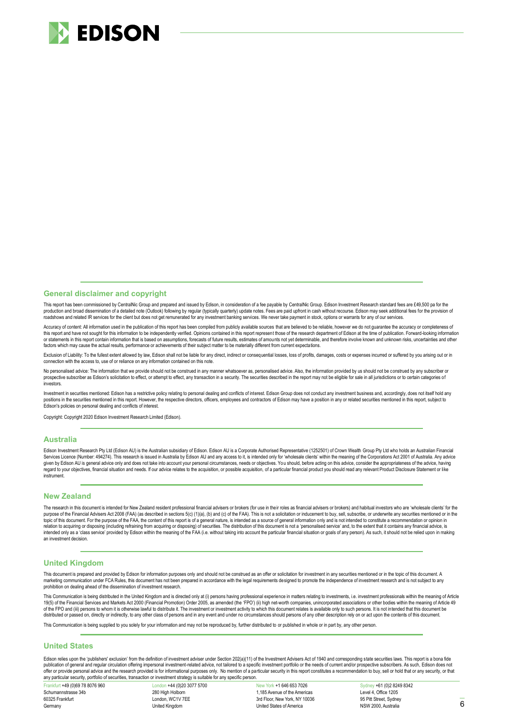## General disclaimer and copyright

This report has been commissioned by CentralNic Group and prepared and issued by Edison, in consideration of a fee payable by CentralNic Group. Edison Investment Research standard fees are £49,500 pa for the production and broad dissemination of a detailed note (Outlook) following by regular (typically quarterly) update notes. Fees are paid upfront in cash without recourse. Edison may seek additional fees for the provision of roadshows and related IR services for the client but does not get remunerated for any investment banking services. We never take payment in stock, options or warrants for any of our services.

Accuracy of content: All information used in the publication of this report has been compiled from publicly available sources that are believed to be reliable, however we do not guarantee the accuracy or completeness of this report and have not sought for this information to be independently verified. Opinions contained in this report represent those of the research department of Edison at the time of publication. Forward-looking information or statements in this report contain information that is based on assumptions, forecasts of future results, estimates of amounts not yet determinable, and therefore involve known and unknown risks, uncertainties and other factors which may cause the actual results, performance or achievements of their subject matter to be materially different from current expectations.

Exclusion of Liability: To the fullest extent allowed by law, Edison shall not be liable for any direct, indirect or consequential losses, loss of profits, damages, costs or expenses incurred or suffered by you arising out or in connection with the access to, use of or reliance on any information contained on this note.

No personalised advice: The information that we provide should not be construed in any manner whatsoever as, personalised advice. Also, the information provided by us should not be construed by any subscriber or prospective subscriber as Edison's solicitation to effect, or attempt to effect, any transaction in a security. The securities described in the report may not be eligible for sale in all jurisdictions or to certain categories of investors.

Investment in securities mentioned: Edison has a restrictive policy relating to personal dealing and conflicts of interest. Edison Group does not conduct any investment business and, accordingly, does not itself hold any positions in the securities mentioned in this report. However, the respective directors, officers, employees and contractors of Edison may have a position in any or related securities mentioned in this report, subject to Edison's policies on personal dealing and conflicts of interest.

Copyright: Copyright 2020 Edison Investment Research Limited (Edison).

## Australia

Edison Investment Research Pty Ltd (Edison AU) is the Australian subsidiary of Edison. Edison AU is a Corporate Authorised Representative (1252501) of Crown Wealth Group Pty Ltd who holds an Australian Financial Services Licence (Number: 494274). This research is issued in Australia by Edison AU and any access to it, is intended only for 'wholesale clients' within the meaning of the Corporations Act 2001 of Australia. Any advice given by Edison AU is general advice only and does not take into account your personal circumstances, needs or objectives. You should, before acting on this advice, consider the appropriateness of the advice, having regard to your objectives, financial situation and needs. If our advice relates to the acquisition, or possible acquisition, of a particular financial product you should read any relevant Product Disclosure Statement or like instrument.

## New Zealand

The research in this document is intended for New Zealand resident professional financial advisers or brokers (for use in their roles as financial advisers or brokers) and habitual investors who are 'wholesale clients' for the purpose of the Financial Advisers Act 2008 (FAA) (as described in sections 5(c) (1)(a), (b) and (c) of the FAA). This is not a solicitation or inducement to buy, sell, subscribe, or underwrite any securities mentioned or in the topic of this document. For the purpose of the FAA, the content of this report is of a general nature, is intended as a source of general information only and is not intended to constitute a recommendation or opinion in relation to acquiring or disposing (including refraining from acquiring or disposing) of securities. The distribution of this document is not a 'personalised service' and, to the extent that it contains any financial advice, is intended only as a 'class service' provided by Edison within the meaning of the FAA (i.e. without taking into account the particular financial situation or goals of any person). As such, it should not be relied upon in making an investment decision.

## United Kingdom

This document is prepared and provided by Edison for information purposes only and should not be construed as an offer or solicitation for investment in any securities mentioned or in the topic of this document. A marketing communication under FCA Rules, this document has not been prepared in accordance with the legal requirements designed to promote the independence of investment research and is not subject to any prohibition on dealing ahead of the dissemination of investment research.

This Communication is being distributed in the United Kingdom and is directed only at (i) persons having professional experience in matters relating to investments, i.e. investment professionals within the meaning of Article 19(5) of the Financial Services and Markets Act 2000 (Financial Promotion) Order 2005, as amended (the 'FPO') (ii) high net-worth companies, unincorporated associations or other bodies within the meaning of Article 49 of the FPO and (iii) persons to whom it is otherwise lawful to distribute it. The investment or investment activity to which this document relates is available only to such persons. It is not intended that this document be distributed or passed on, directly or indirectly, to any other class of persons and in any event and under no circumstances should persons of any other description rely on or act upon the contents of this document.

This Communication is being supplied to you solely for your information and may not be reproduced by, further distributed to or published in whole or in part by, any other person.

## United States

Edison relies upon the 'publishers' exclusion' from the definition of investment adviser under Section 202(a)(11) of the Investment Advisers Act of 1940 and corresponding state securities laws. This report is a bona fide publication of general and regular circulation offering impersonal investment-related advice, not tailored to a specific investment portfolio or the needs of current and/or prospective subscribers. As such, Edison does not offer or provide personal advice and the research provided is for informational purposes only. No mention of a particular security in this report constitutes a recommendation to buy, sell or hold that or any security, or that any particular security, portfolio of securities, transaction or investment strategy is suitable for any specific person.

Frankfurt +49 (0)69 78 8076 960
Schumannstrasse 34b
60325 Frankfurt
Germany

London +44 (0)20 3077 5700
280 High Holborn
London, WC1V 7EE
United Kingdom

New York +1 646 653 7026
1,185 Avenue of the Americas
3rd Floor, New York, NY 10036
United States of America

Sydney +61 (0)2 8249 8342
Level 4, Office 1205
95 Pitt Street, Sydney
NSW 2000, Australia